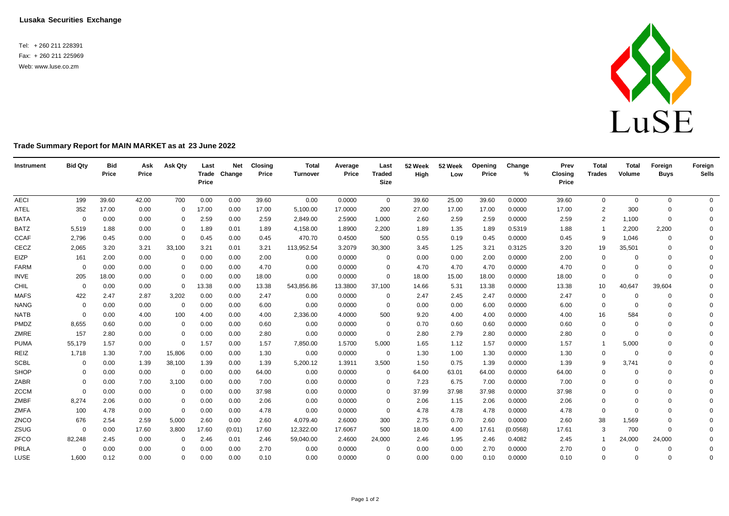**Lusaka Securities Exchange**

Tel: + 260 211 228391
Fax: + 260 211 225969
Web: www.luse.co.zm

## Trade Summary Report for MAIN MARKET as at 23 June 2022

| Instrument | Bid Qty | Bid Price | Ask Price | Ask Qty | Last Trade Price | Net Change | Closing Price | Total Turnover | Average Price | Last Traded Size | 52 Week High | 52 Week Low | Opening Price | Change % | Prev Closing Price | Total Trades | Total Volume | Foreign Buys | Foreign Sells |
|---|---|---|---|---|---|---|---|---|---|---|---|---|---|---|---|---|---|---|---|
| AECI | 199 | 39.60 | 42.00 | 700 | 0.00 | 0.00 | 39.60 | 0.00 | 0.0000 | 0 | 39.60 | 25.00 | 39.60 | 0.0000 | 39.60 | 0 | 0 | 0 | 0 |
| ATEL | 352 | 17.00 | 0.00 | 0 | 17.00 | 0.00 | 17.00 | 5,100.00 | 17.0000 | 200 | 27.00 | 17.00 | 17.00 | 0.0000 | 17.00 | 2 | 300 | 0 | 0 |
| BATA | 0 | 0.00 | 0.00 | 0 | 2.59 | 0.00 | 2.59 | 2,849.00 | 2.5900 | 1,000 | 2.60 | 2.59 | 2.59 | 0.0000 | 2.59 | 2 | 1,100 | 0 | 0 |
| BATZ | 5,519 | 1.88 | 0.00 | 0 | 1.89 | 0.01 | 1.89 | 4,158.00 | 1.8900 | 2,200 | 1.89 | 1.35 | 1.89 | 0.5319 | 1.88 | 1 | 2,200 | 2,200 | 0 |
| CCAF | 2,796 | 0.45 | 0.00 | 0 | 0.45 | 0.00 | 0.45 | 470.70 | 0.4500 | 500 | 0.55 | 0.19 | 0.45 | 0.0000 | 0.45 | 9 | 1,046 | 0 | 0 |
| CECZ | 2,065 | 3.20 | 3.21 | 33,100 | 3.21 | 0.01 | 3.21 | 113,952.54 | 3.2079 | 30,300 | 3.45 | 1.25 | 3.21 | 0.3125 | 3.20 | 19 | 35,501 | 0 | 0 |
| EIZP | 161 | 2.00 | 0.00 | 0 | 0.00 | 0.00 | 2.00 | 0.00 | 0.0000 | 0 | 0.00 | 0.00 | 2.00 | 0.0000 | 2.00 | 0 | 0 | 0 | 0 |
| FARM | 0 | 0.00 | 0.00 | 0 | 0.00 | 0.00 | 4.70 | 0.00 | 0.0000 | 0 | 4.70 | 4.70 | 4.70 | 0.0000 | 4.70 | 0 | 0 | 0 | 0 |
| INVE | 205 | 18.00 | 0.00 | 0 | 0.00 | 0.00 | 18.00 | 0.00 | 0.0000 | 0 | 18.00 | 15.00 | 18.00 | 0.0000 | 18.00 | 0 | 0 | 0 | 0 |
| CHIL | 0 | 0.00 | 0.00 | 0 | 13.38 | 0.00 | 13.38 | 543,856.86 | 13.3800 | 37,100 | 14.66 | 5.31 | 13.38 | 0.0000 | 13.38 | 10 | 40,647 | 39,604 | 0 |
| MAFS | 422 | 2.47 | 2.87 | 3,202 | 0.00 | 0.00 | 2.47 | 0.00 | 0.0000 | 0 | 2.47 | 2.45 | 2.47 | 0.0000 | 2.47 | 0 | 0 | 0 | 0 |
| NANG | 0 | 0.00 | 0.00 | 0 | 0.00 | 0.00 | 6.00 | 0.00 | 0.0000 | 0 | 0.00 | 0.00 | 6.00 | 0.0000 | 6.00 | 0 | 0 | 0 | 0 |
| NATB | 0 | 0.00 | 4.00 | 100 | 4.00 | 0.00 | 4.00 | 2,336.00 | 4.0000 | 500 | 9.20 | 4.00 | 4.00 | 0.0000 | 4.00 | 16 | 584 | 0 | 0 |
| PMDZ | 8,655 | 0.60 | 0.00 | 0 | 0.00 | 0.00 | 0.60 | 0.00 | 0.0000 | 0 | 0.70 | 0.60 | 0.60 | 0.0000 | 0.60 | 0 | 0 | 0 | 0 |
| ZMRE | 157 | 2.80 | 0.00 | 0 | 0.00 | 0.00 | 2.80 | 0.00 | 0.0000 | 0 | 2.80 | 2.79 | 2.80 | 0.0000 | 2.80 | 0 | 0 | 0 | 0 |
| PUMA | 55,179 | 1.57 | 0.00 | 0 | 1.57 | 0.00 | 1.57 | 7,850.00 | 1.5700 | 5,000 | 1.65 | 1.12 | 1.57 | 0.0000 | 1.57 | 1 | 5,000 | 0 | 0 |
| REIZ | 1,718 | 1.30 | 7.00 | 15,806 | 0.00 | 0.00 | 1.30 | 0.00 | 0.0000 | 0 | 1.30 | 1.00 | 1.30 | 0.0000 | 1.30 | 0 | 0 | 0 | 0 |
| SCBL | 0 | 0.00 | 1.39 | 38,100 | 1.39 | 0.00 | 1.39 | 5,200.12 | 1.3911 | 3,500 | 1.50 | 0.75 | 1.39 | 0.0000 | 1.39 | 9 | 3,741 | 0 | 0 |
| SHOP | 0 | 0.00 | 0.00 | 0 | 0.00 | 0.00 | 64.00 | 0.00 | 0.0000 | 0 | 64.00 | 63.01 | 64.00 | 0.0000 | 64.00 | 0 | 0 | 0 | 0 |
| ZABR | 0 | 0.00 | 7.00 | 3,100 | 0.00 | 0.00 | 7.00 | 0.00 | 0.0000 | 0 | 7.23 | 6.75 | 7.00 | 0.0000 | 7.00 | 0 | 0 | 0 | 0 |
| ZCCM | 0 | 0.00 | 0.00 | 0 | 0.00 | 0.00 | 37.98 | 0.00 | 0.0000 | 0 | 37.99 | 37.98 | 37.98 | 0.0000 | 37.98 | 0 | 0 | 0 | 0 |
| ZMBF | 8,274 | 2.06 | 0.00 | 0 | 0.00 | 0.00 | 2.06 | 0.00 | 0.0000 | 0 | 2.06 | 1.15 | 2.06 | 0.0000 | 2.06 | 0 | 0 | 0 | 0 |
| ZMFA | 100 | 4.78 | 0.00 | 0 | 0.00 | 0.00 | 4.78 | 0.00 | 0.0000 | 0 | 4.78 | 4.78 | 4.78 | 0.0000 | 4.78 | 0 | 0 | 0 | 0 |
| ZNCO | 676 | 2.54 | 2.59 | 5,000 | 2.60 | 0.00 | 2.60 | 4,079.40 | 2.6000 | 300 | 2.75 | 0.70 | 2.60 | 0.0000 | 2.60 | 38 | 1,569 | 0 | 0 |
| ZSUG | 0 | 0.00 | 17.60 | 3,800 | 17.60 | (0.01) | 17.60 | 12,322.00 | 17.6067 | 500 | 18.00 | 4.00 | 17.61 | (0.0568) | 17.61 | 3 | 700 | 0 | 0 |
| ZFCO | 82,248 | 2.45 | 0.00 | 0 | 2.46 | 0.01 | 2.46 | 59,040.00 | 2.4600 | 24,000 | 2.46 | 1.95 | 2.46 | 0.4082 | 2.45 | 1 | 24,000 | 24,000 | 0 |
| PRLA | 0 | 0.00 | 0.00 | 0 | 0.00 | 0.00 | 2.70 | 0.00 | 0.0000 | 0 | 0.00 | 0.00 | 2.70 | 0.0000 | 2.70 | 0 | 0 | 0 | 0 |
| LUSE | 1,600 | 0.12 | 0.00 | 0 | 0.00 | 0.00 | 0.10 | 0.00 | 0.0000 | 0 | 0.00 | 0.00 | 0.10 | 0.0000 | 0.10 | 0 | 0 | 0 | 0 |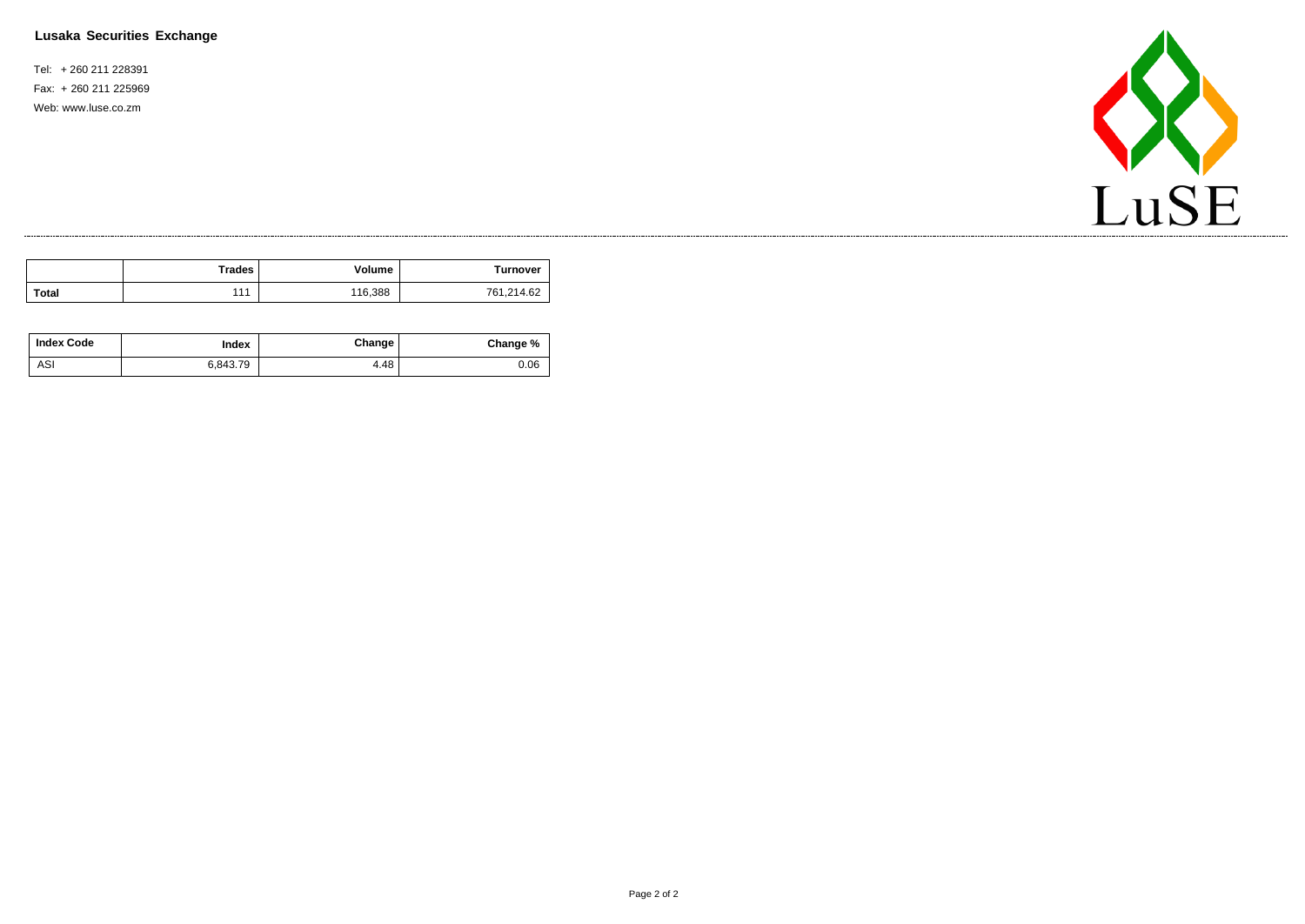**Lusaka Securities Exchange**

Tel: + 260 211 228391

Fax: + 260 211 225969

Web: www.luse.co.zm

LuSE

| | Trades | Volume | Turnover |
|---|---|---|---|
| **Total** | 111 | 116,388 | 761,214.62 |

| Index Code | Index | Change | Change % |
|---|---|---|---|
| ASI | 6,843.79 | 4.48 | 0.06 |